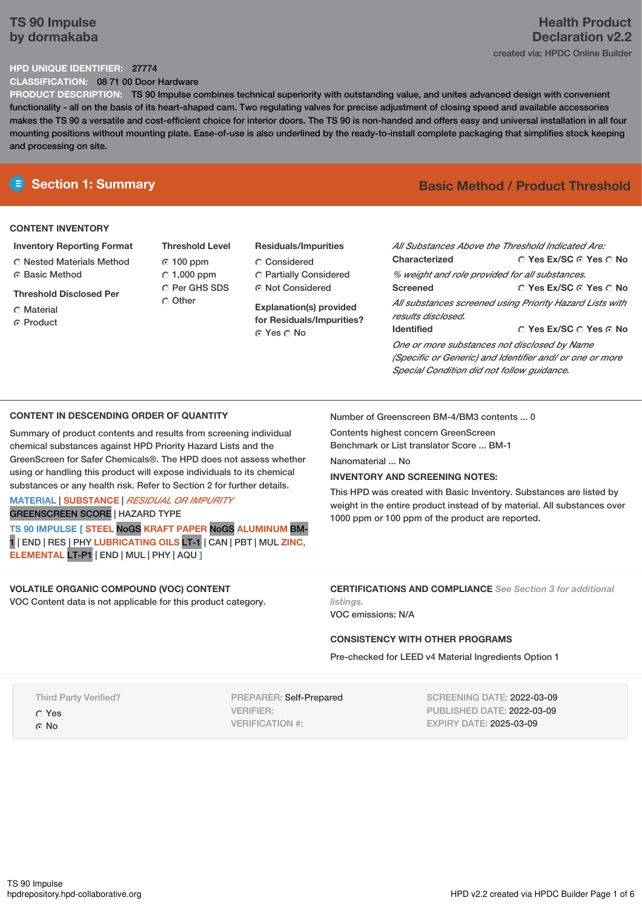# TS 90 Impulse by dormakaba

## Health Product Declaration v2.2

created via: HPDC Online Builder

**HPD UNIQUE IDENTIFIER:** 27774

**CLASSIFICATION:** 08 71 00 Door Hardware

**PRODUCT DESCRIPTION:** TS 90 Impulse combines technical superiority with outstanding value, and unites advanced design with convenient functionality - all on the basis of its heart-shaped cam. Two regulating valves for precise adjustment of closing speed and available accessories makes the TS 90 a versatile and cost-efficient choice for interior doors. The TS 90 is non-handed and offers easy and universal installation in all four mounting positions without mounting plate. Ease-of-use is also underlined by the ready-to-install complete packaging that simplifies stock keeping and processing on site.

## Section 1: Summary

**Basic Method / Product Threshold**

### CONTENT INVENTORY

**Inventory Reporting Format**
- ○ Nested Materials Method
- ● Basic Method

**Threshold Disclosed Per**
- ○ Material
- ● Product

**Threshold Level**
- ● 100 ppm
- ○ 1,000 ppm
- ○ Per GHS SDS
- ○ Other

**Residuals/Impurities**
- ○ Considered
- ○ Partially Considered
- ● Not Considered

**Explanation(s) provided for Residuals/Impurities?**
● Yes ○ No

*All Substances Above the Threshold Indicated Are:*

**Characterized** ○ Yes Ex/SC ● Yes ○ No
*% weight and role provided for all substances.*

**Screened** ○ Yes Ex/SC ● Yes ○ No
*All substances screened using Priority Hazard Lists with results disclosed.*

**Identified** ○ Yes Ex/SC ○ Yes ● No
*One or more substances not disclosed by Name (Specific or Generic) and Identifier and/ or one or more Special Condition did not follow guidance.*

### CONTENT IN DESCENDING ORDER OF QUANTITY

Summary of product contents and results from screening individual chemical substances against HPD Priority Hazard Lists and the GreenScreen for Safer Chemicals®. The HPD does not assess whether using or handling this product will expose individuals to its chemical substances or any health risk. Refer to Section 2 for further details.

MATERIAL | SUBSTANCE | *RESIDUAL OR IMPURITY*
GREENSCREEN SCORE | HAZARD TYPE

TS 90 IMPULSE [ STEEL NoGS KRAFT PAPER NoGS ALUMINUM BM-1 | END | RES | PHY LUBRICATING OILS LT-1 | CAN | PBT | MUL ZINC, ELEMENTAL LT-P1 | END | MUL | PHY | AQU ]

Number of Greenscreen BM-4/BM3 contents ... 0

Contents highest concern GreenScreen Benchmark or List translator Score ... BM-1

Nanomaterial ... No

**INVENTORY AND SCREENING NOTES:**

This HPD was created with Basic Inventory. Substances are listed by weight in the entire product instead of by material. All substances over 1000 ppm or 100 ppm of the product are reported.

### VOLATILE ORGANIC COMPOUND (VOC) CONTENT

VOC Content data is not applicable for this product category.

### CERTIFICATIONS AND COMPLIANCE

*See Section 3 for additional listings.*

VOC emissions: N/A

### CONSISTENCY WITH OTHER PROGRAMS

Pre-checked for LEED v4 Material Ingredients Option 1

Third Party Verified?
- ○ Yes
- ● No

PREPARER: Self-Prepared
VERIFIER:
VERIFICATION #:

SCREENING DATE: 2022-03-09
PUBLISHED DATE: 2022-03-09
EXPIRY DATE: 2025-03-09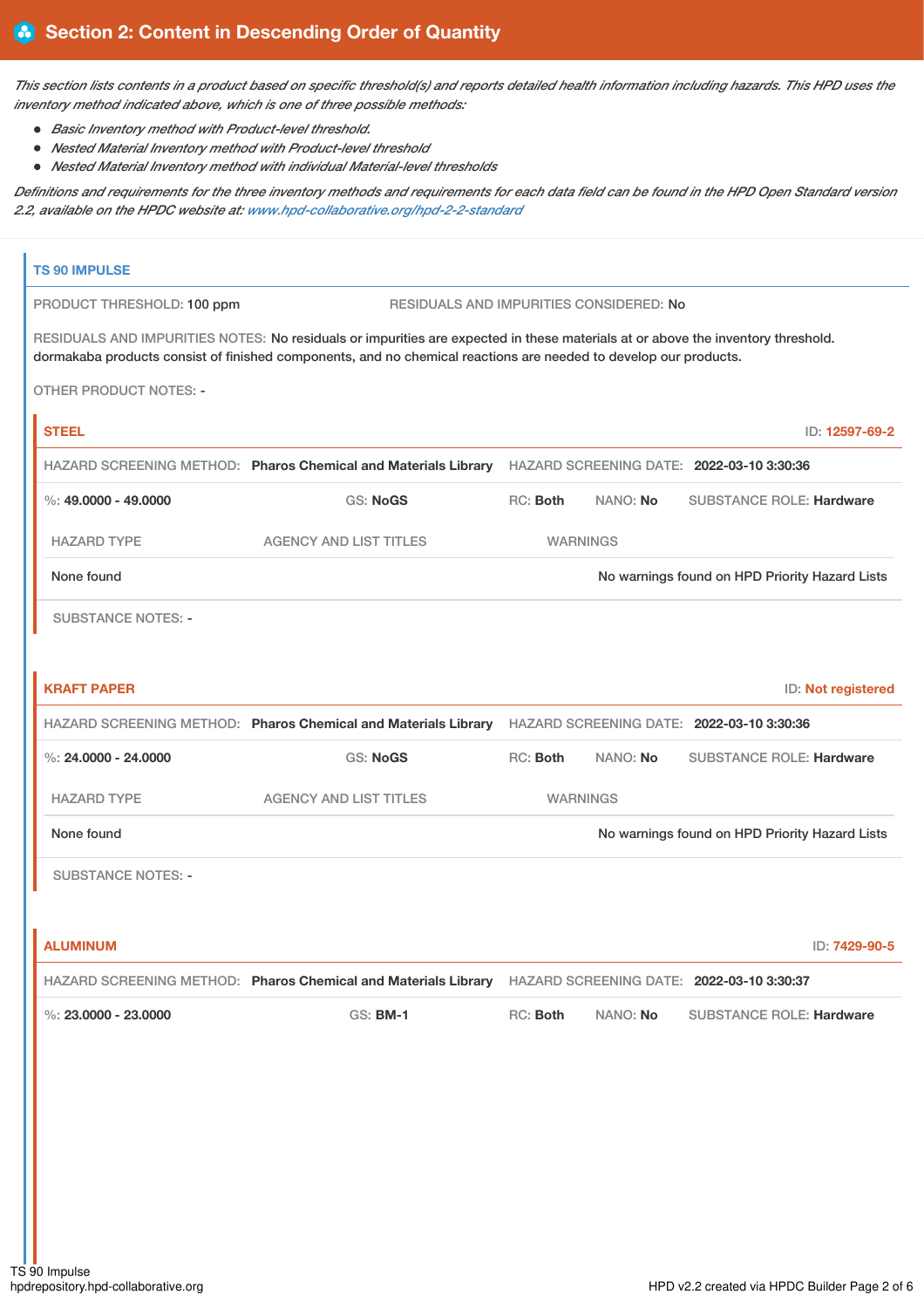## Section 2: Content in Descending Order of Quantity

*This section lists contents in a product based on specific threshold(s) and reports detailed health information including hazards. This HPD uses the inventory method indicated above, which is one of three possible methods:*

- *Basic Inventory method with Product-level threshold.*
- *Nested Material Inventory method with Product-level threshold*
- *Nested Material Inventory method with individual Material-level thresholds*

*Definitions and requirements for the three inventory methods and requirements for each data field can be found in the HPD Open Standard version 2.2, available on the HPDC website at: www.hpd-collaborative.org/hpd-2-2-standard*

### TS 90 IMPULSE

PRODUCT THRESHOLD: 100 ppm

RESIDUALS AND IMPURITIES CONSIDERED: No

RESIDUALS AND IMPURITIES NOTES: No residuals or impurities are expected in these materials at or above the inventory threshold. dormakaba products consist of finished components, and no chemical reactions are needed to develop our products.

OTHER PRODUCT NOTES: -

#### STEEL

ID: 12597-69-2

HAZARD SCREENING METHOD: **Pharos Chemical and Materials Library** HAZARD SCREENING DATE: **2022-03-10 3:30:36**

%: **49.0000 - 49.0000** GS: **NoGS** RC: **Both** NANO: **No** SUBSTANCE ROLE: **Hardware**

| HAZARD TYPE | AGENCY AND LIST TITLES | WARNINGS |
|---|---|---|
| None found | | No warnings found on HPD Priority Hazard Lists |

SUBSTANCE NOTES: -

#### KRAFT PAPER

ID: Not registered

HAZARD SCREENING METHOD: **Pharos Chemical and Materials Library** HAZARD SCREENING DATE: **2022-03-10 3:30:36**

%: **24.0000 - 24.0000** GS: **NoGS** RC: **Both** NANO: **No** SUBSTANCE ROLE: **Hardware**

| HAZARD TYPE | AGENCY AND LIST TITLES | WARNINGS |
|---|---|---|
| None found | | No warnings found on HPD Priority Hazard Lists |

SUBSTANCE NOTES: -

#### ALUMINUM

ID: 7429-90-5

HAZARD SCREENING METHOD: **Pharos Chemical and Materials Library** HAZARD SCREENING DATE: **2022-03-10 3:30:37**

%: **23.0000 - 23.0000** GS: **BM-1** RC: **Both** NANO: **No** SUBSTANCE ROLE: **Hardware**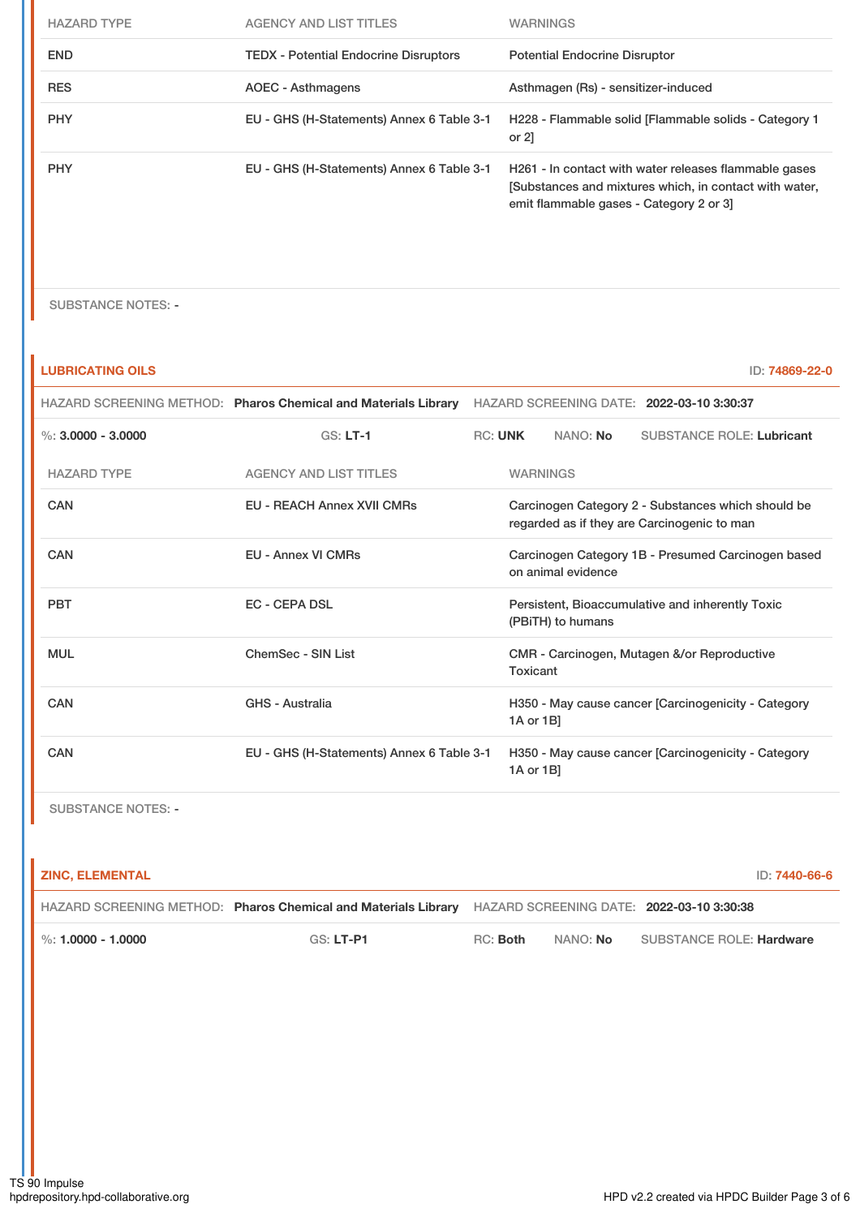| HAZARD TYPE | AGENCY AND LIST TITLES | WARNINGS |
|---|---|---|
| END | TEDX - Potential Endocrine Disruptors | Potential Endocrine Disruptor |
| RES | AOEC - Asthmagens | Asthmagen (Rs) - sensitizer-induced |
| PHY | EU - GHS (H-Statements) Annex 6 Table 3-1 | H228 - Flammable solid [Flammable solids - Category 1 or 2] |
| PHY | EU - GHS (H-Statements) Annex 6 Table 3-1 | H261 - In contact with water releases flammable gases [Substances and mixtures which, in contact with water, emit flammable gases - Category 2 or 3] |

SUBSTANCE NOTES: -

## LUBRICATING OILS

ID: 74869-22-0

HAZARD SCREENING METHOD: **Pharos Chemical and Materials Library** HAZARD SCREENING DATE: **2022-03-10 3:30:37**

%: **3.0000 - 3.0000** GS: **LT-1** RC: **UNK** NANO: **No** SUBSTANCE ROLE: **Lubricant**

| HAZARD TYPE | AGENCY AND LIST TITLES | WARNINGS |
|---|---|---|
| CAN | EU - REACH Annex XVII CMRs | Carcinogen Category 2 - Substances which should be regarded as if they are Carcinogenic to man |
| CAN | EU - Annex VI CMRs | Carcinogen Category 1B - Presumed Carcinogen based on animal evidence |
| PBT | EC - CEPA DSL | Persistent, Bioaccumulative and inherently Toxic (PBiTH) to humans |
| MUL | ChemSec - SIN List | CMR - Carcinogen, Mutagen &/or Reproductive Toxicant |
| CAN | GHS - Australia | H350 - May cause cancer [Carcinogenicity - Category 1A or 1B] |
| CAN | EU - GHS (H-Statements) Annex 6 Table 3-1 | H350 - May cause cancer [Carcinogenicity - Category 1A or 1B] |

SUBSTANCE NOTES: -

## ZINC, ELEMENTAL

ID: 7440-66-6

HAZARD SCREENING METHOD: **Pharos Chemical and Materials Library** HAZARD SCREENING DATE: **2022-03-10 3:30:38**

%: **1.0000 - 1.0000** GS: **LT-P1** RC: **Both** NANO: **No** SUBSTANCE ROLE: **Hardware**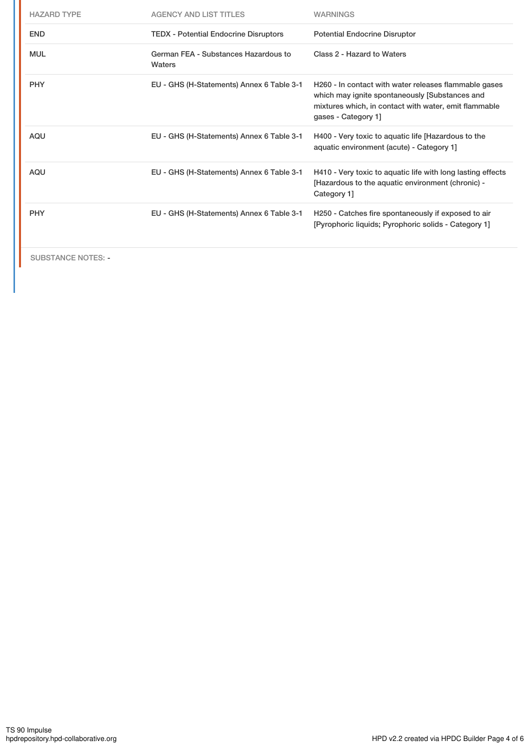| HAZARD TYPE | AGENCY AND LIST TITLES | WARNINGS |
|---|---|---|
| END | TEDX - Potential Endocrine Disruptors | Potential Endocrine Disruptor |
| MUL | German FEA - Substances Hazardous to Waters | Class 2 - Hazard to Waters |
| PHY | EU - GHS (H-Statements) Annex 6 Table 3-1 | H260 - In contact with water releases flammable gases which may ignite spontaneously [Substances and mixtures which, in contact with water, emit flammable gases - Category 1] |
| AQU | EU - GHS (H-Statements) Annex 6 Table 3-1 | H400 - Very toxic to aquatic life [Hazardous to the aquatic environment (acute) - Category 1] |
| AQU | EU - GHS (H-Statements) Annex 6 Table 3-1 | H410 - Very toxic to aquatic life with long lasting effects [Hazardous to the aquatic environment (chronic) - Category 1] |
| PHY | EU - GHS (H-Statements) Annex 6 Table 3-1 | H250 - Catches fire spontaneously if exposed to air [Pyrophoric liquids; Pyrophoric solids - Category 1] |

SUBSTANCE NOTES: -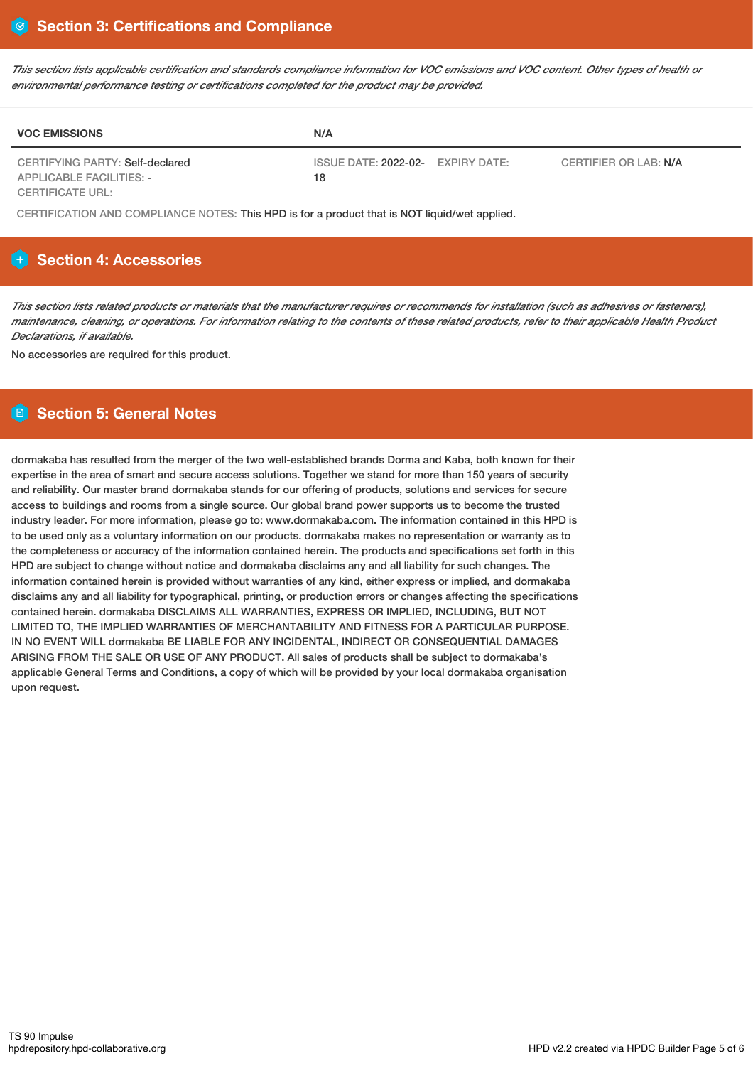## Section 3: Certifications and Compliance

*This section lists applicable certification and standards compliance information for VOC emissions and VOC content. Other types of health or environmental performance testing or certifications completed for the product may be provided.*

| VOC EMISSIONS | N/A | | |
|---|---|---|---|
| CERTIFYING PARTY: Self-declared<br>APPLICABLE FACILITIES: -<br>CERTIFICATE URL: | ISSUE DATE: 2022-02-18 | EXPIRY DATE: | CERTIFIER OR LAB: N/A |

CERTIFICATION AND COMPLIANCE NOTES: This HPD is for a product that is NOT liquid/wet applied.

## Section 4: Accessories

*This section lists related products or materials that the manufacturer requires or recommends for installation (such as adhesives or fasteners), maintenance, cleaning, or operations. For information relating to the contents of these related products, refer to their applicable Health Product Declarations, if available.*

No accessories are required for this product.

## Section 5: General Notes

dormakaba has resulted from the merger of the two well-established brands Dorma and Kaba, both known for their expertise in the area of smart and secure access solutions. Together we stand for more than 150 years of security and reliability. Our master brand dormakaba stands for our offering of products, solutions and services for secure access to buildings and rooms from a single source. Our global brand power supports us to become the trusted industry leader. For more information, please go to: www.dormakaba.com. The information contained in this HPD is to be used only as a voluntary information on our products. dormakaba makes no representation or warranty as to the completeness or accuracy of the information contained herein. The products and specifications set forth in this HPD are subject to change without notice and dormakaba disclaims any and all liability for such changes. The information contained herein is provided without warranties of any kind, either express or implied, and dormakaba disclaims any and all liability for typographical, printing, or production errors or changes affecting the specifications contained herein. dormakaba DISCLAIMS ALL WARRANTIES, EXPRESS OR IMPLIED, INCLUDING, BUT NOT LIMITED TO, THE IMPLIED WARRANTIES OF MERCHANTABILITY AND FITNESS FOR A PARTICULAR PURPOSE. IN NO EVENT WILL dormakaba BE LIABLE FOR ANY INCIDENTAL, INDIRECT OR CONSEQUENTIAL DAMAGES ARISING FROM THE SALE OR USE OF ANY PRODUCT. All sales of products shall be subject to dormakaba's applicable General Terms and Conditions, a copy of which will be provided by your local dormakaba organisation upon request.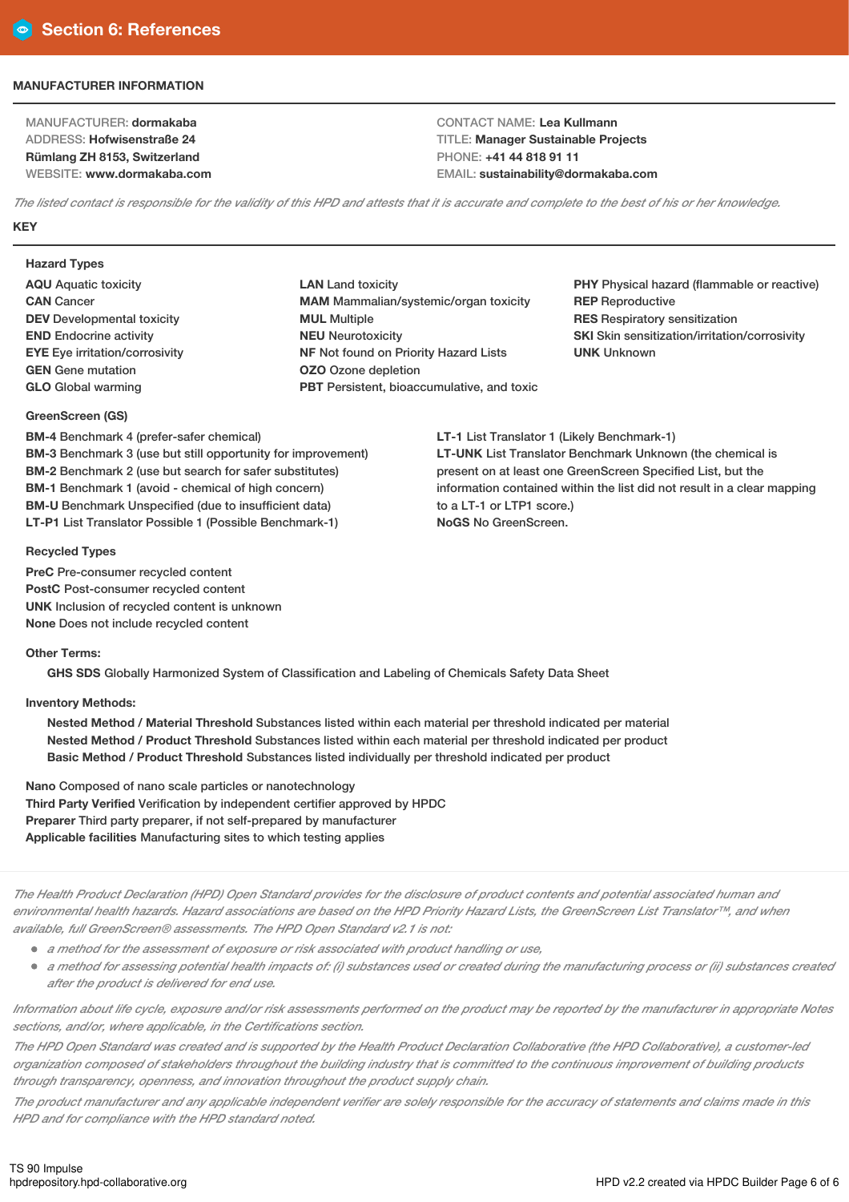## Section 6: References

### MANUFACTURER INFORMATION

MANUFACTURER: **dormakaba**
ADDRESS: **Hofwisenstraße 24**
**Rümlang ZH 8153, Switzerland**
WEBSITE: **www.dormakaba.com**

CONTACT NAME: **Lea Kullmann**
TITLE: **Manager Sustainable Projects**
PHONE: **+41 44 818 91 11**
EMAIL: **sustainability@dormakaba.com**

*The listed contact is responsible for the validity of this HPD and attests that it is accurate and complete to the best of his or her knowledge.*

### KEY

**Hazard Types**

**AQU** Aquatic toxicity
**CAN** Cancer
**DEV** Developmental toxicity
**END** Endocrine activity
**EYE** Eye irritation/corrosivity
**GEN** Gene mutation
**GLO** Global warming
**LAN** Land toxicity
**MAM** Mammalian/systemic/organ toxicity
**MUL** Multiple
**NEU** Neurotoxicity
**NF** Not found on Priority Hazard Lists
**OZO** Ozone depletion
**PBT** Persistent, bioaccumulative, and toxic
**PHY** Physical hazard (flammable or reactive)
**REP** Reproductive
**RES** Respiratory sensitization
**SKI** Skin sensitization/irritation/corrosivity
**UNK** Unknown

**GreenScreen (GS)**

**BM-4** Benchmark 4 (prefer-safer chemical)
**BM-3** Benchmark 3 (use but still opportunity for improvement)
**BM-2** Benchmark 2 (use but search for safer substitutes)
**BM-1** Benchmark 1 (avoid - chemical of high concern)
**BM-U** Benchmark Unspecified (due to insufficient data)
**LT-P1** List Translator Possible 1 (Possible Benchmark-1)
**LT-1** List Translator 1 (Likely Benchmark-1)
**LT-UNK** List Translator Benchmark Unknown (the chemical is present on at least one GreenScreen Specified List, but the information contained within the list did not result in a clear mapping to a LT-1 or LTP1 score.)
**NoGS** No GreenScreen.

**Recycled Types**

**PreC** Pre-consumer recycled content
**PostC** Post-consumer recycled content
**UNK** Inclusion of recycled content is unknown
**None** Does not include recycled content

**Other Terms:**

**GHS SDS** Globally Harmonized System of Classification and Labeling of Chemicals Safety Data Sheet

**Inventory Methods:**

**Nested Method / Material Threshold** Substances listed within each material per threshold indicated per material
**Nested Method / Product Threshold** Substances listed within each material per threshold indicated per product
**Basic Method / Product Threshold** Substances listed individually per threshold indicated per product

**Nano** Composed of nano scale particles or nanotechnology
**Third Party Verified** Verification by independent certifier approved by HPDC
**Preparer** Third party preparer, if not self-prepared by manufacturer
**Applicable facilities** Manufacturing sites to which testing applies

*The Health Product Declaration (HPD) Open Standard provides for the disclosure of product contents and potential associated human and environmental health hazards. Hazard associations are based on the HPD Priority Hazard Lists, the GreenScreen List Translator™, and when available, full GreenScreen® assessments. The HPD Open Standard v2.1 is not:*

- *a method for the assessment of exposure or risk associated with product handling or use,*
- *a method for assessing potential health impacts of: (i) substances used or created during the manufacturing process or (ii) substances created after the product is delivered for end use.*

*Information about life cycle, exposure and/or risk assessments performed on the product may be reported by the manufacturer in appropriate Notes sections, and/or, where applicable, in the Certifications section.*

*The HPD Open Standard was created and is supported by the Health Product Declaration Collaborative (the HPD Collaborative), a customer-led organization composed of stakeholders throughout the building industry that is committed to the continuous improvement of building products through transparency, openness, and innovation throughout the product supply chain.*

*The product manufacturer and any applicable independent verifier are solely responsible for the accuracy of statements and claims made in this HPD and for compliance with the HPD standard noted.*